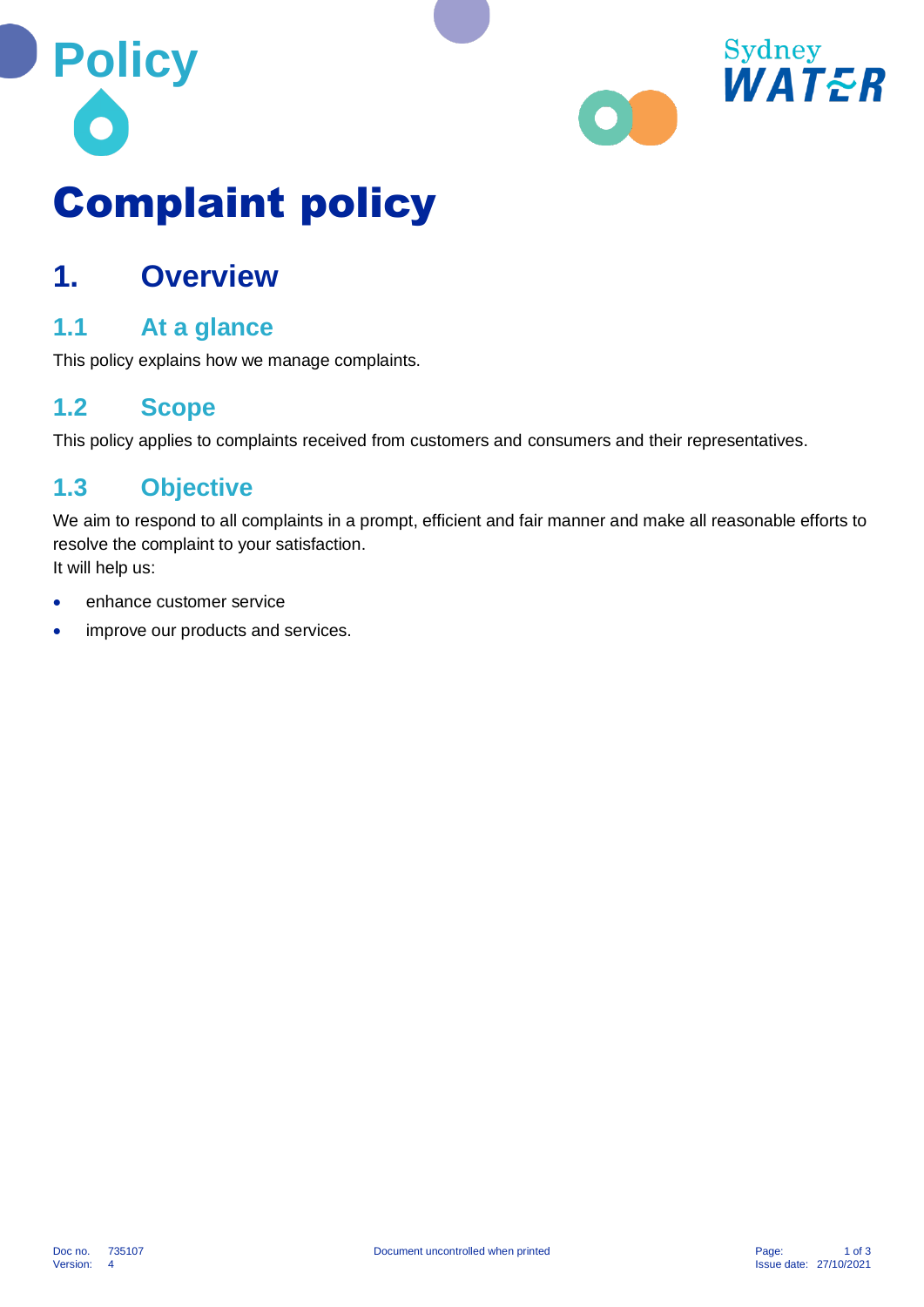Policy

# Complaint policy

## 1. Overview

### 1.1 At a glance

This policy explains how we manage complaints.

### 1.2 Scope

This policy applies to complaints received from customers and consumers and their representatives.

### 1.3 Objective

We aim to respond to all complaints in a prompt, efficient and fair manner and make all reasonable efforts to resolve the complaint to your satisfaction.
It will help us:

- enhance customer service
- improve our products and services.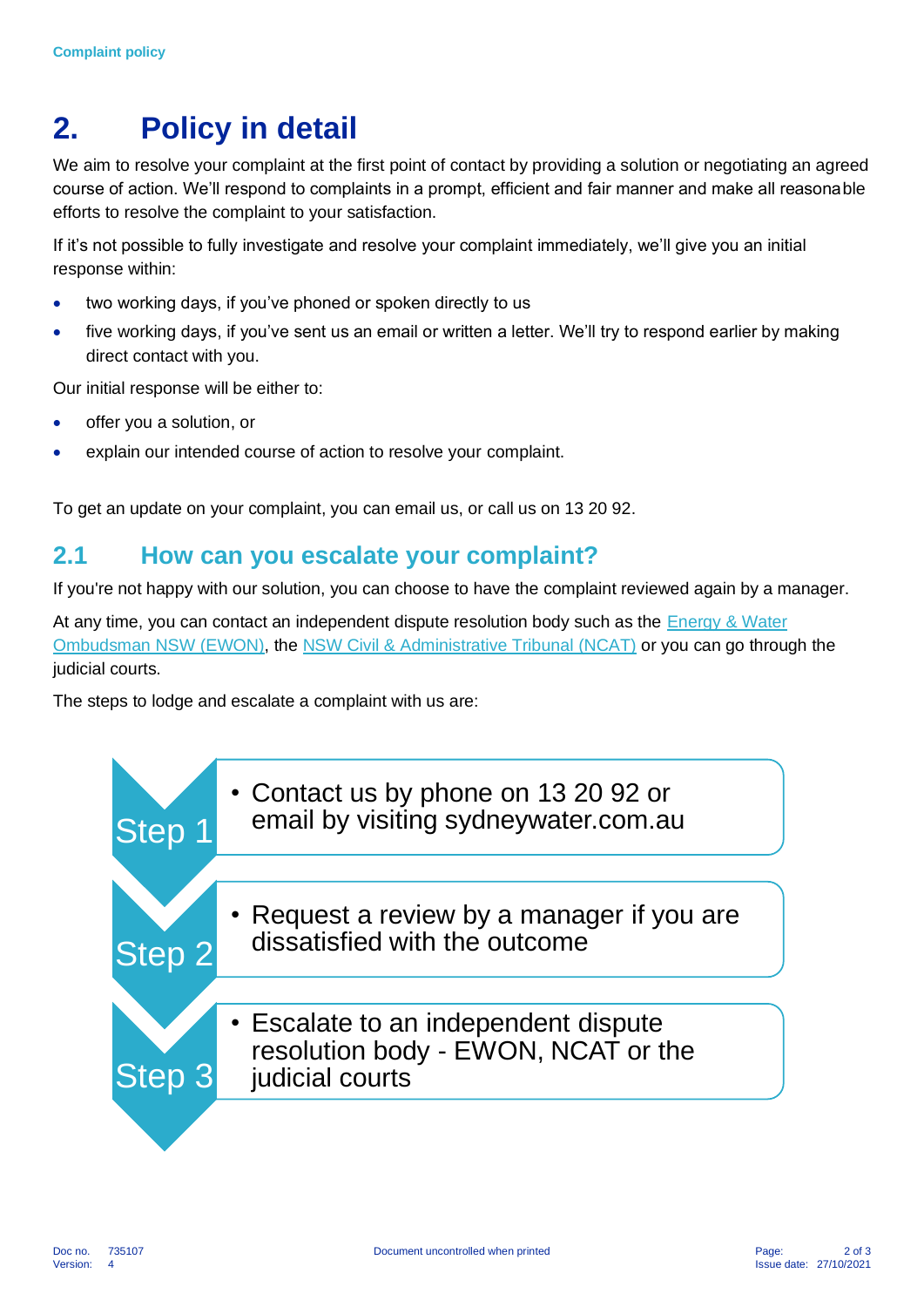## 2. Policy in detail

We aim to resolve your complaint at the first point of contact by providing a solution or negotiating an agreed course of action. We'll respond to complaints in a prompt, efficient and fair manner and make all reasonable efforts to resolve the complaint to your satisfaction.

If it's not possible to fully investigate and resolve your complaint immediately, we'll give you an initial response within:

- two working days, if you've phoned or spoken directly to us
- five working days, if you've sent us an email or written a letter. We'll try to respond earlier by making direct contact with you.

Our initial response will be either to:

- offer you a solution, or
- explain our intended course of action to resolve your complaint.

To get an update on your complaint, you can email us, or call us on 13 20 92.

### 2.1 How can you escalate your complaint?

If you're not happy with our solution, you can choose to have the complaint reviewed again by a manager.

At any time, you can contact an independent dispute resolution body such as the Energy & Water Ombudsman NSW (EWON), the NSW Civil & Administrative Tribunal (NCAT) or you can go through the judicial courts.

The steps to lodge and escalate a complaint with us are:

**Step 1**
- Contact us by phone on 13 20 92 or email by visiting sydneywater.com.au

**Step 2**
- Request a review by a manager if you are dissatisfied with the outcome

**Step 3**
- Escalate to an independent dispute resolution body - EWON, NCAT or the judicial courts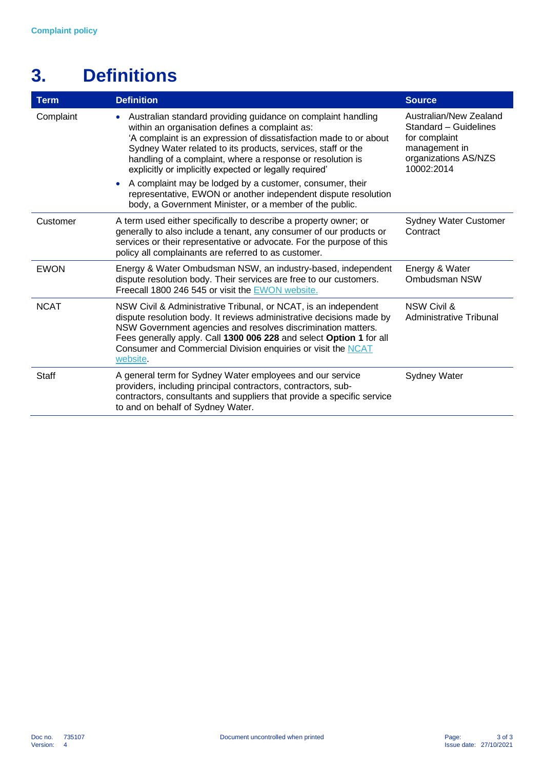# 3. Definitions

| Term | Definition | Source |
|---|---|---|
| Complaint | • Australian standard providing guidance on complaint handling within an organisation defines a complaint as: 'A complaint is an expression of dissatisfaction made to or about Sydney Water related to its products, services, staff or the handling of a complaint, where a response or resolution is explicitly or implicitly expected or legally required' <br> • A complaint may be lodged by a customer, consumer, their representative, EWON or another independent dispute resolution body, a Government Minister, or a member of the public. | Australian/New Zealand Standard – Guidelines for complaint management in organizations AS/NZS 10002:2014 |
| Customer | A term used either specifically to describe a property owner; or generally to also include a tenant, any consumer of our products or services or their representative or advocate. For the purpose of this policy all complainants are referred to as customer. | Sydney Water Customer Contract |
| EWON | Energy & Water Ombudsman NSW, an industry-based, independent dispute resolution body. Their services are free to our customers. Freecall 1800 246 545 or visit the EWON website. | Energy & Water Ombudsman NSW |
| NCAT | NSW Civil & Administrative Tribunal, or NCAT, is an independent dispute resolution body. It reviews administrative decisions made by NSW Government agencies and resolves discrimination matters. Fees generally apply. Call **1300 006 228** and select **Option 1** for all Consumer and Commercial Division enquiries or visit the NCAT website. | NSW Civil & Administrative Tribunal |
| Staff | A general term for Sydney Water employees and our service providers, including principal contractors, contractors, sub-contractors, consultants and suppliers that provide a specific service to and on behalf of Sydney Water. | Sydney Water |